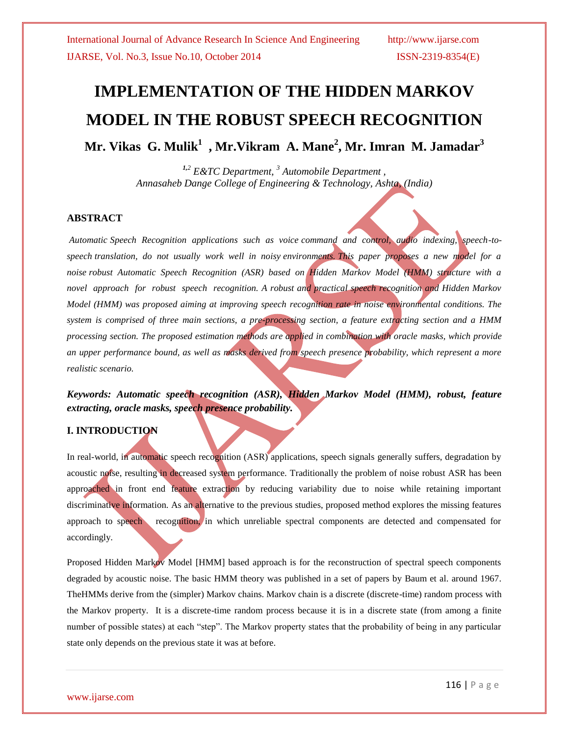# IMPLEMENTATION OF THE HIDDEN MARKOV MODEL IN THE ROBUST SPEECH RECOGNITION

**Mr. Vikas G. Mulik[1] , Mr.Vikram A. Mane[2], Mr. Imran M. Jamadar[3]**

*[1,2] E&TC Department, [3] Automobile Department ,*
*Annasaheb Dange College of Engineering & Technology, Ashta, (India)*

## ABSTRACT

*Automatic Speech Recognition applications such as voice command and control, audio indexing, speech-to-speech translation, do not usually work well in noisy environments. This paper proposes a new model for a noise robust Automatic Speech Recognition (ASR) based on Hidden Markov Model (HMM) structure with a novel approach for robust speech recognition. A robust and practical speech recognition and Hidden Markov Model (HMM) was proposed aiming at improving speech recognition rate in noise environmental conditions. The system is comprised of three main sections, a pre-processing section, a feature extracting section and a HMM processing section. The proposed estimation methods are applied in combination with oracle masks, which provide an upper performance bound, as well as masks derived from speech presence probability, which represent a more realistic scenario.*

***Keywords: Automatic speech recognition (ASR), Hidden Markov Model (HMM), robust, feature extracting, oracle masks, speech presence probability.***

## I. INTRODUCTION

In real-world, in automatic speech recognition (ASR) applications, speech signals generally suffers, degradation by acoustic noise, resulting in decreased system performance. Traditionally the problem of noise robust ASR has been approached in front end feature extraction by reducing variability due to noise while retaining important discriminative information. As an alternative to the previous studies, proposed method explores the missing features approach to speech recognition, in which unreliable spectral components are detected and compensated for accordingly.

Proposed Hidden Markov Model [HMM] based approach is for the reconstruction of spectral speech components degraded by acoustic noise. The basic HMM theory was published in a set of papers by Baum et al. around 1967. TheHMMs derive from the (simpler) Markov chains. Markov chain is a discrete (discrete-time) random process with the Markov property. It is a discrete-time random process because it is in a discrete state (from among a finite number of possible states) at each "step". The Markov property states that the probability of being in any particular state only depends on the previous state it was at before.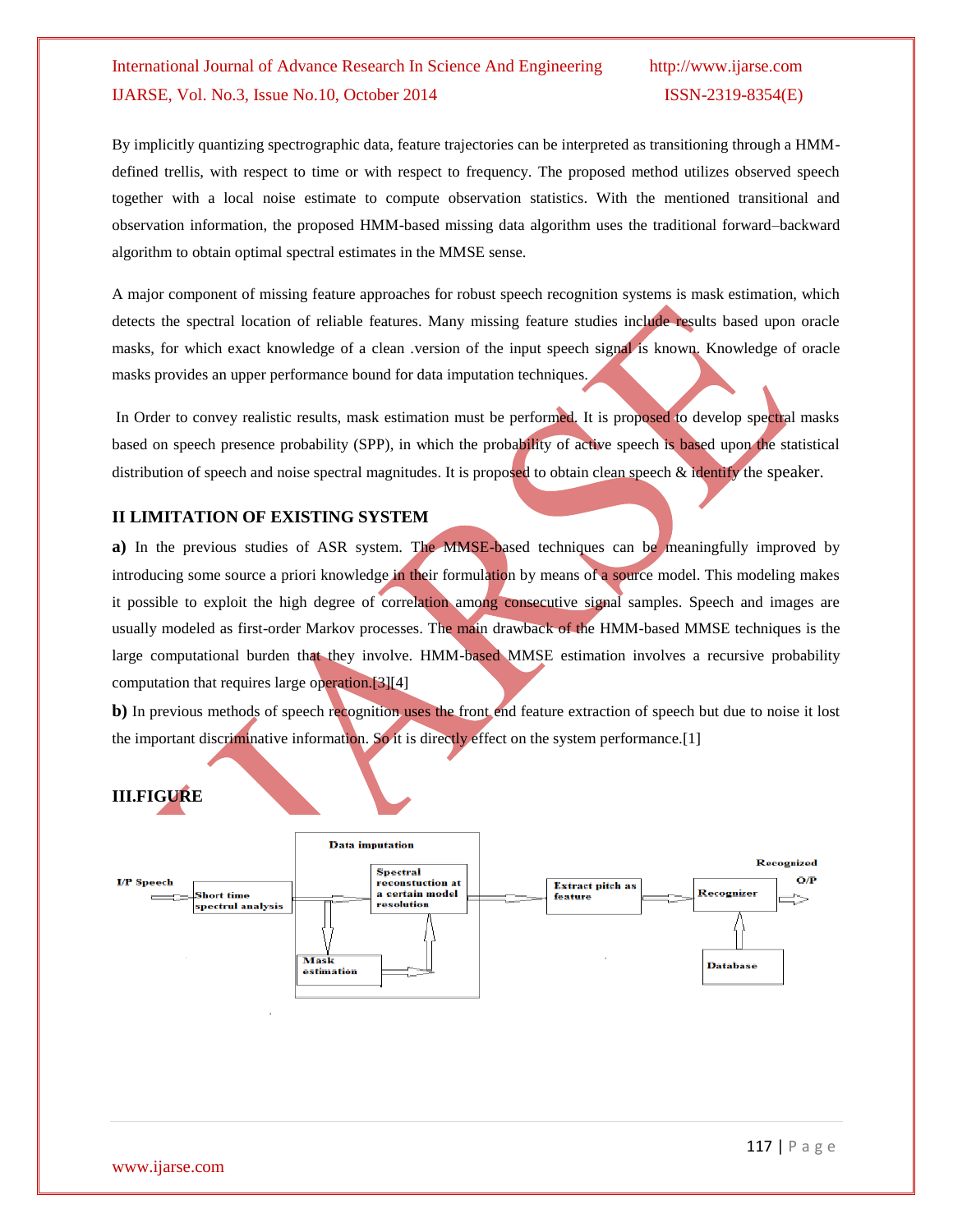By implicitly quantizing spectrographic data, feature trajectories can be interpreted as transitioning through a HMM-defined trellis, with respect to time or with respect to frequency. The proposed method utilizes observed speech together with a local noise estimate to compute observation statistics. With the mentioned transitional and observation information, the proposed HMM-based missing data algorithm uses the traditional forward–backward algorithm to obtain optimal spectral estimates in the MMSE sense.

A major component of missing feature approaches for robust speech recognition systems is mask estimation, which detects the spectral location of reliable features. Many missing feature studies include results based upon oracle masks, for which exact knowledge of a clean .version of the input speech signal is known. Knowledge of oracle masks provides an upper performance bound for data imputation techniques.

In Order to convey realistic results, mask estimation must be performed. It is proposed to develop spectral masks based on speech presence probability (SPP), in which the probability of active speech is based upon the statistical distribution of speech and noise spectral magnitudes. It is proposed to obtain clean speech & identify the speaker.

## II LIMITATION OF EXISTING SYSTEM

**a)** In the previous studies of ASR system. The MMSE-based techniques can be meaningfully improved by introducing some source a priori knowledge in their formulation by means of a source model. This modeling makes it possible to exploit the high degree of correlation among consecutive signal samples. Speech and images are usually modeled as first-order Markov processes. The main drawback of the HMM-based MMSE techniques is the large computational burden that they involve. HMM-based MMSE estimation involves a recursive probability computation that requires large operation.[3][4]

**b)** In previous methods of speech recognition uses the front end feature extraction of speech but due to noise it lost the important discriminative information. So it is directly effect on the system performance.[1]

## III.FIGURE

I/P Speech → Short time spectrul analysis → Data imputation [Mask estimation → Spectral reconstuction at a certain model resolution] → Extract pitch as feature → Recognizer (← Database) → Recognized O/P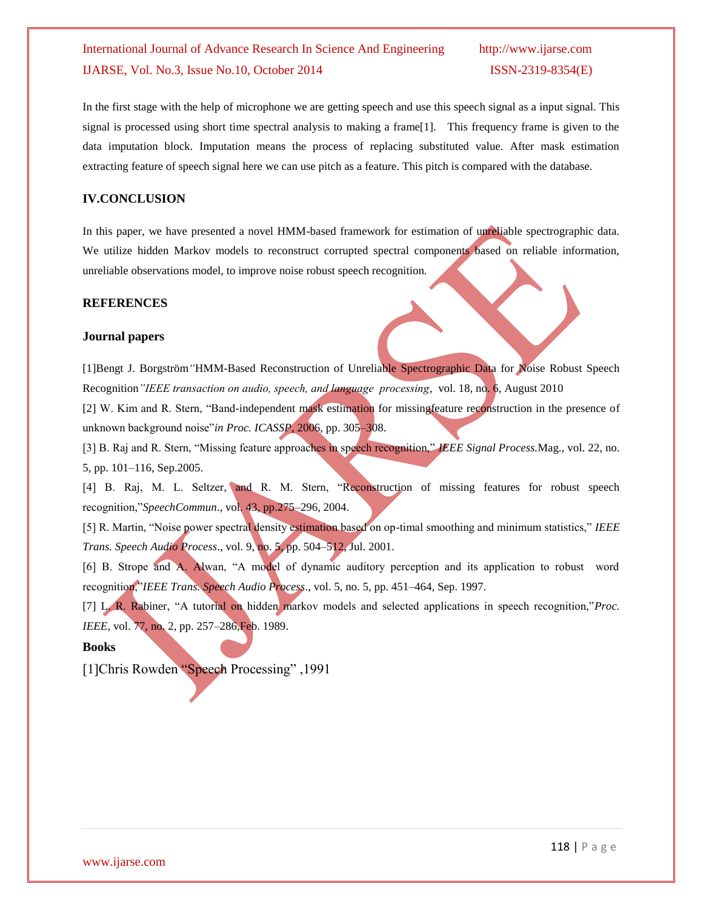In the first stage with the help of microphone we are getting speech and use this speech signal as a input signal. This signal is processed using short time spectral analysis to making a frame[1]. This frequency frame is given to the data imputation block. Imputation means the process of replacing substituted value. After mask estimation extracting feature of speech signal here we can use pitch as a feature. This pitch is compared with the database.

## IV.CONCLUSION

In this paper, we have presented a novel HMM-based framework for estimation of unreliable spectrographic data. We utilize hidden Markov models to reconstruct corrupted spectral components based on reliable information, unreliable observations model, to improve noise robust speech recognition.

## REFERENCES

### Journal papers

[1]Bengt J. Borgström*"*HMM-Based Reconstruction of Unreliable Spectrographic Data for Noise Robust Speech Recognition*"IEEE transaction on audio, speech, and language processing*, vol. 18, no. 6, August 2010

[2] W. Kim and R. Stern, "Band-independent mask estimation for missingfeature reconstruction in the presence of unknown background noise"*in Proc. ICASSP*, 2006, pp. 305–308.

[3] B. Raj and R. Stern, "Missing feature approaches in speech recognition," *IEEE Signal Process.*Mag., vol. 22, no. 5, pp. 101–116, Sep.2005.

[4] B. Raj, M. L. Seltzer, and R. M. Stern, "Reconstruction of missing features for robust speech recognition,"*SpeechCommun*., vol. 43, pp.275–296, 2004.

[5] R. Martin, "Noise power spectral density estimation based on op-timal smoothing and minimum statistics," *IEEE Trans. Speech Audio Process*., vol. 9, no. 5, pp. 504–512, Jul. 2001.

[6] B. Strope and A. Alwan, "A model of dynamic auditory perception and its application to robust word recognition,"*IEEE Trans. Speech Audio Process*., vol. 5, no. 5, pp. 451–464, Sep. 1997.

[7] L. R. Rabiner, "A tutorial on hidden markov models and selected applications in speech recognition,"*Proc. IEEE*, vol. 77, no. 2, pp. 257–286,Feb. 1989.

### Books

[1]Chris Rowden "Speech Processing" ,1991